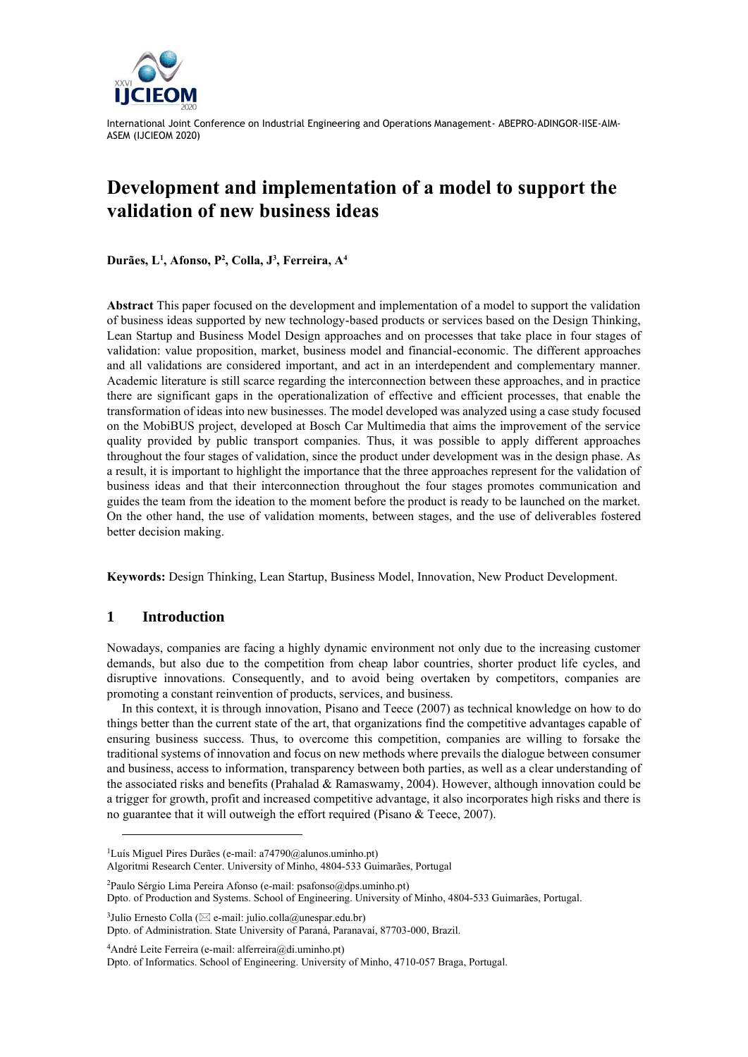# Development and implementation of a model to support the validation of new business ideas

**Durães, L[1], Afonso, P[2], Colla, J[3], Ferreira, A[4]**

**Abstract** This paper focused on the development and implementation of a model to support the validation of business ideas supported by new technology-based products or services based on the Design Thinking, Lean Startup and Business Model Design approaches and on processes that take place in four stages of validation: value proposition, market, business model and financial-economic. The different approaches and all validations are considered important, and act in an interdependent and complementary manner. Academic literature is still scarce regarding the interconnection between these approaches, and in practice there are significant gaps in the operationalization of effective and efficient processes, that enable the transformation of ideas into new businesses. The model developed was analyzed using a case study focused on the MobiBUS project, developed at Bosch Car Multimedia that aims the improvement of the service quality provided by public transport companies. Thus, it was possible to apply different approaches throughout the four stages of validation, since the product under development was in the design phase. As a result, it is important to highlight the importance that the three approaches represent for the validation of business ideas and that their interconnection throughout the four stages promotes communication and guides the team from the ideation to the moment before the product is ready to be launched on the market. On the other hand, the use of validation moments, between stages, and the use of deliverables fostered better decision making.

**Keywords:** Design Thinking, Lean Startup, Business Model, Innovation, New Product Development.

## 1 Introduction

Nowadays, companies are facing a highly dynamic environment not only due to the increasing customer demands, but also due to the competition from cheap labor countries, shorter product life cycles, and disruptive innovations. Consequently, and to avoid being overtaken by competitors, companies are promoting a constant reinvention of products, services, and business.

In this context, it is through innovation, Pisano and Teece (2007) as technical knowledge on how to do things better than the current state of the art, that organizations find the competitive advantages capable of ensuring business success. Thus, to overcome this competition, companies are willing to forsake the traditional systems of innovation and focus on new methods where prevails the dialogue between consumer and business, access to information, transparency between both parties, as well as a clear understanding of the associated risks and benefits (Prahalad & Ramaswamy, 2004). However, although innovation could be a trigger for growth, profit and increased competitive advantage, it also incorporates high risks and there is no guarantee that it will outweigh the effort required (Pisano & Teece, 2007).

[1]Luís Miguel Pires Durães (e-mail: a74790@alunos.uminho.pt)
Algoritmi Research Center. University of Minho, 4804-533 Guimarães, Portugal

[2]Paulo Sérgio Lima Pereira Afonso (e-mail: psafonso@dps.uminho.pt)
Dpto. of Production and Systems. School of Engineering. University of Minho, 4804-533 Guimarães, Portugal.

[3]Julio Ernesto Colla (✉ e-mail: julio.colla@unespar.edu.br)
Dpto. of Administration. State University of Paraná, Paranavaí, 87703-000, Brazil.

[4]André Leite Ferreira (e-mail: alferreira@di.uminho.pt)
Dpto. of Informatics. School of Engineering. University of Minho, 4710-057 Braga, Portugal.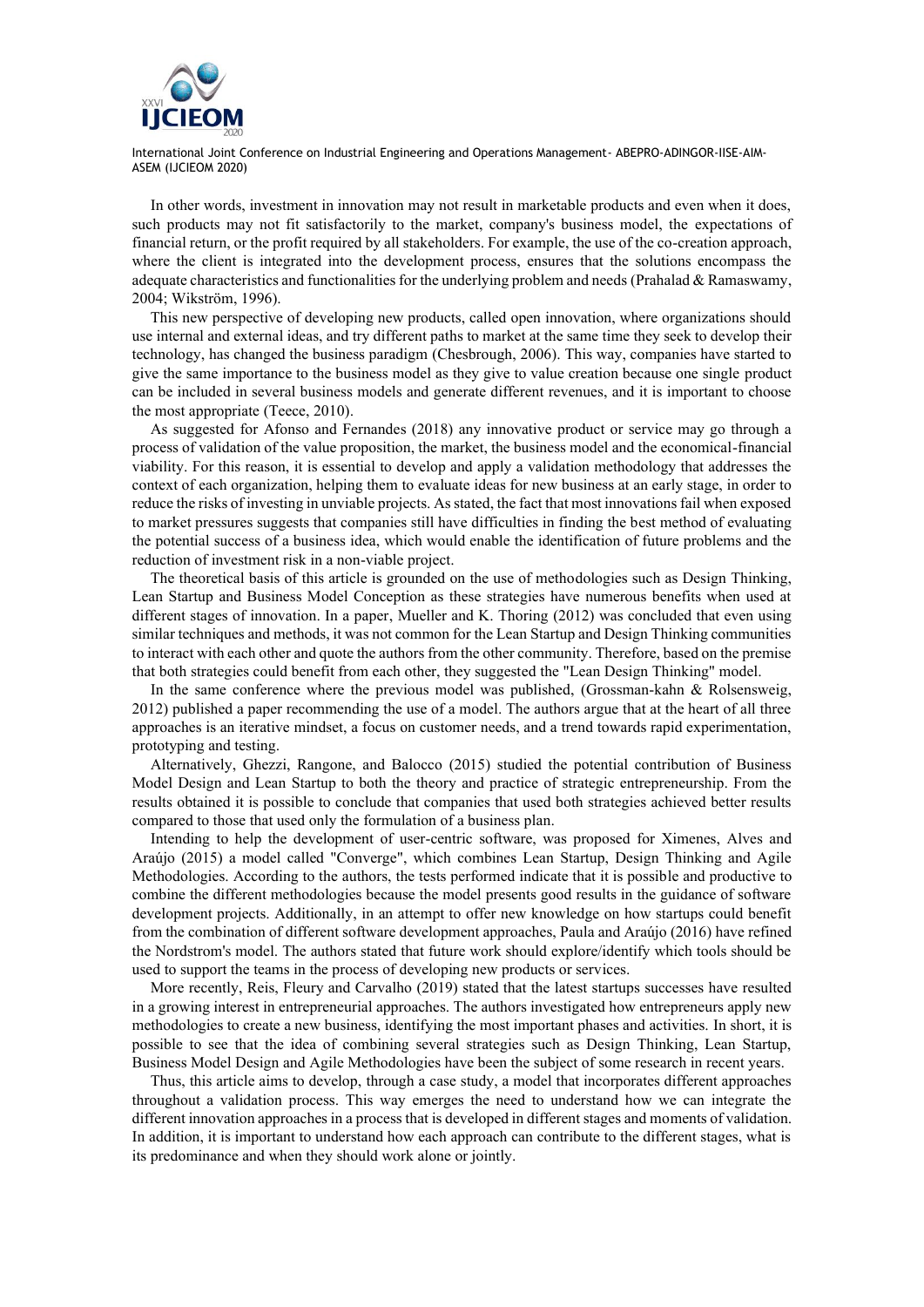In other words, investment in innovation may not result in marketable products and even when it does, such products may not fit satisfactorily to the market, company's business model, the expectations of financial return, or the profit required by all stakeholders. For example, the use of the co-creation approach, where the client is integrated into the development process, ensures that the solutions encompass the adequate characteristics and functionalities for the underlying problem and needs (Prahalad & Ramaswamy, 2004; Wikström, 1996).

This new perspective of developing new products, called open innovation, where organizations should use internal and external ideas, and try different paths to market at the same time they seek to develop their technology, has changed the business paradigm (Chesbrough, 2006). This way, companies have started to give the same importance to the business model as they give to value creation because one single product can be included in several business models and generate different revenues, and it is important to choose the most appropriate (Teece, 2010).

As suggested for Afonso and Fernandes (2018) any innovative product or service may go through a process of validation of the value proposition, the market, the business model and the economical-financial viability. For this reason, it is essential to develop and apply a validation methodology that addresses the context of each organization, helping them to evaluate ideas for new business at an early stage, in order to reduce the risks of investing in unviable projects. As stated, the fact that most innovations fail when exposed to market pressures suggests that companies still have difficulties in finding the best method of evaluating the potential success of a business idea, which would enable the identification of future problems and the reduction of investment risk in a non-viable project.

The theoretical basis of this article is grounded on the use of methodologies such as Design Thinking, Lean Startup and Business Model Conception as these strategies have numerous benefits when used at different stages of innovation. In a paper, Mueller and K. Thoring (2012) was concluded that even using similar techniques and methods, it was not common for the Lean Startup and Design Thinking communities to interact with each other and quote the authors from the other community. Therefore, based on the premise that both strategies could benefit from each other, they suggested the "Lean Design Thinking" model.

In the same conference where the previous model was published, (Grossman-kahn & Rolsensweig, 2012) published a paper recommending the use of a model. The authors argue that at the heart of all three approaches is an iterative mindset, a focus on customer needs, and a trend towards rapid experimentation, prototyping and testing.

Alternatively, Ghezzi, Rangone, and Balocco (2015) studied the potential contribution of Business Model Design and Lean Startup to both the theory and practice of strategic entrepreneurship. From the results obtained it is possible to conclude that companies that used both strategies achieved better results compared to those that used only the formulation of a business plan.

Intending to help the development of user-centric software, was proposed for Ximenes, Alves and Araújo (2015) a model called "Converge", which combines Lean Startup, Design Thinking and Agile Methodologies. According to the authors, the tests performed indicate that it is possible and productive to combine the different methodologies because the model presents good results in the guidance of software development projects. Additionally, in an attempt to offer new knowledge on how startups could benefit from the combination of different software development approaches, Paula and Araújo (2016) have refined the Nordstrom's model. The authors stated that future work should explore/identify which tools should be used to support the teams in the process of developing new products or services.

More recently, Reis, Fleury and Carvalho (2019) stated that the latest startups successes have resulted in a growing interest in entrepreneurial approaches. The authors investigated how entrepreneurs apply new methodologies to create a new business, identifying the most important phases and activities. In short, it is possible to see that the idea of combining several strategies such as Design Thinking, Lean Startup, Business Model Design and Agile Methodologies have been the subject of some research in recent years.

Thus, this article aims to develop, through a case study, a model that incorporates different approaches throughout a validation process. This way emerges the need to understand how we can integrate the different innovation approaches in a process that is developed in different stages and moments of validation. In addition, it is important to understand how each approach can contribute to the different stages, what is its predominance and when they should work alone or jointly.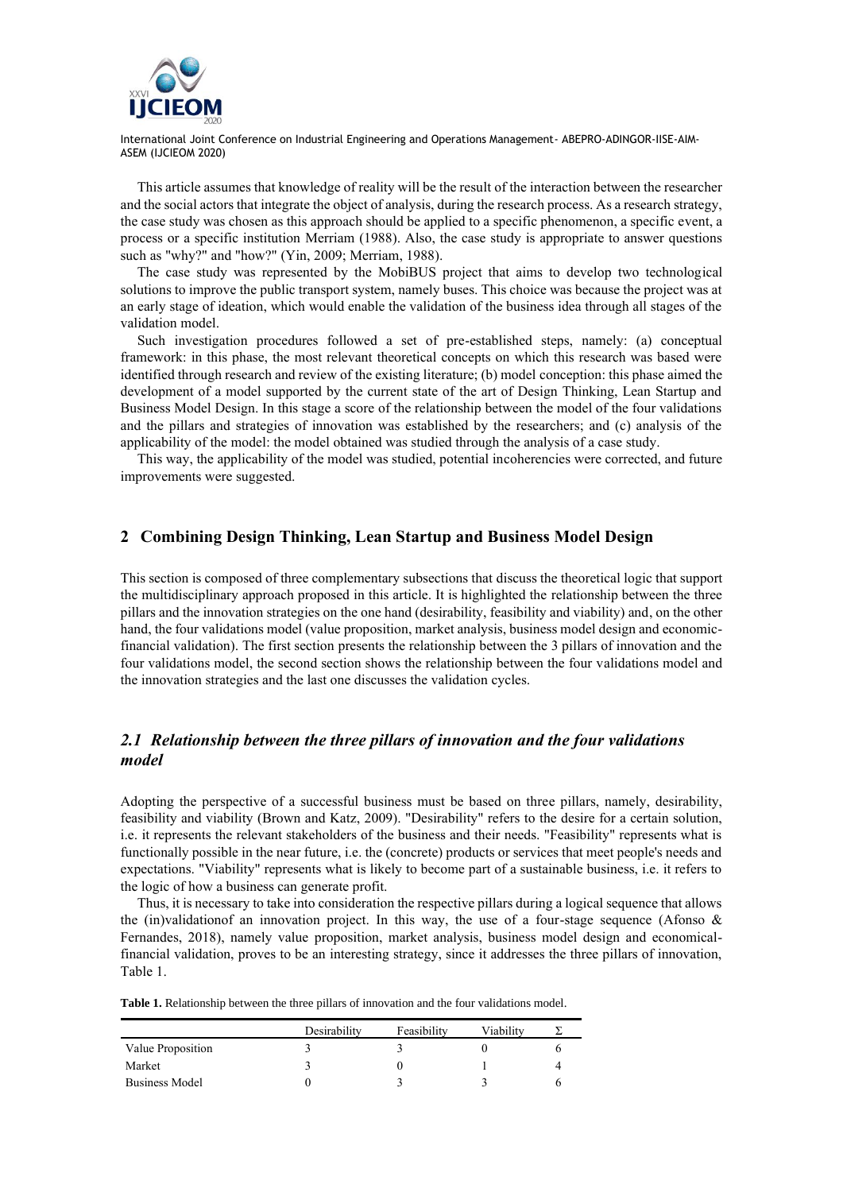This article assumes that knowledge of reality will be the result of the interaction between the researcher and the social actors that integrate the object of analysis, during the research process. As a research strategy, the case study was chosen as this approach should be applied to a specific phenomenon, a specific event, a process or a specific institution Merriam (1988). Also, the case study is appropriate to answer questions such as "why?" and "how?" (Yin, 2009; Merriam, 1988).

The case study was represented by the MobiBUS project that aims to develop two technological solutions to improve the public transport system, namely buses. This choice was because the project was at an early stage of ideation, which would enable the validation of the business idea through all stages of the validation model.

Such investigation procedures followed a set of pre-established steps, namely: (a) conceptual framework: in this phase, the most relevant theoretical concepts on which this research was based were identified through research and review of the existing literature; (b) model conception: this phase aimed the development of a model supported by the current state of the art of Design Thinking, Lean Startup and Business Model Design. In this stage a score of the relationship between the model of the four validations and the pillars and strategies of innovation was established by the researchers; and (c) analysis of the applicability of the model: the model obtained was studied through the analysis of a case study.

This way, the applicability of the model was studied, potential incoherencies were corrected, and future improvements were suggested.

## 2 Combining Design Thinking, Lean Startup and Business Model Design

This section is composed of three complementary subsections that discuss the theoretical logic that support the multidisciplinary approach proposed in this article. It is highlighted the relationship between the three pillars and the innovation strategies on the one hand (desirability, feasibility and viability) and, on the other hand, the four validations model (value proposition, market analysis, business model design and economic-financial validation). The first section presents the relationship between the 3 pillars of innovation and the four validations model, the second section shows the relationship between the four validations model and the innovation strategies and the last one discusses the validation cycles.

### *2.1 Relationship between the three pillars of innovation and the four validations model*

Adopting the perspective of a successful business must be based on three pillars, namely, desirability, feasibility and viability (Brown and Katz, 2009). "Desirability" refers to the desire for a certain solution, i.e. it represents the relevant stakeholders of the business and their needs. "Feasibility" represents what is functionally possible in the near future, i.e. the (concrete) products or services that meet people's needs and expectations. "Viability" represents what is likely to become part of a sustainable business, i.e. it refers to the logic of how a business can generate profit.

Thus, it is necessary to take into consideration the respective pillars during a logical sequence that allows the (in)validationof an innovation project. In this way, the use of a four-stage sequence (Afonso & Fernandes, 2018), namely value proposition, market analysis, business model design and economical-financial validation, proves to be an interesting strategy, since it addresses the three pillars of innovation, Table 1.

**Table 1.** Relationship between the three pillars of innovation and the four validations model.

| | Desirability | Feasibility | Viability | Σ |
|---|---|---|---|---|
| Value Proposition | 3 | 3 | 0 | 6 |
| Market | 3 | 0 | 1 | 4 |
| Business Model | 0 | 3 | 3 | 6 |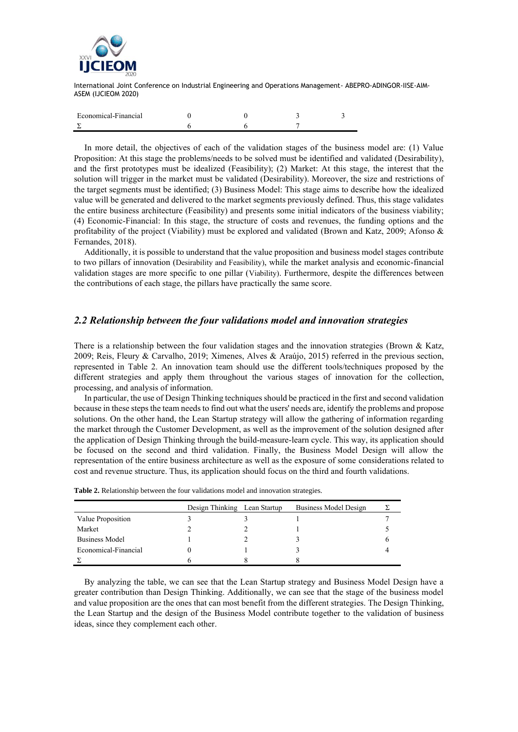| | | | | |
|---|---|---|---|---|
| Economical-Financial | 0 | 0 | 3 | 3 |
| Σ | 6 | 6 | 7 | |

In more detail, the objectives of each of the validation stages of the business model are: (1) Value Proposition: At this stage the problems/needs to be solved must be identified and validated (Desirability), and the first prototypes must be idealized (Feasibility); (2) Market: At this stage, the interest that the solution will trigger in the market must be validated (Desirability). Moreover, the size and restrictions of the target segments must be identified; (3) Business Model: This stage aims to describe how the idealized value will be generated and delivered to the market segments previously defined. Thus, this stage validates the entire business architecture (Feasibility) and presents some initial indicators of the business viability; (4) Economic-Financial: In this stage, the structure of costs and revenues, the funding options and the profitability of the project (Viability) must be explored and validated (Brown and Katz, 2009; Afonso & Fernandes, 2018).

Additionally, it is possible to understand that the value proposition and business model stages contribute to two pillars of innovation (Desirability and Feasibility), while the market analysis and economic-financial validation stages are more specific to one pillar (Viability). Furthermore, despite the differences between the contributions of each stage, the pillars have practically the same score.

## *2.2 Relationship between the four validations model and innovation strategies*

There is a relationship between the four validation stages and the innovation strategies (Brown & Katz, 2009; Reis, Fleury & Carvalho, 2019; Ximenes, Alves & Araújo, 2015) referred in the previous section, represented in Table 2. An innovation team should use the different tools/techniques proposed by the different strategies and apply them throughout the various stages of innovation for the collection, processing, and analysis of information.

In particular, the use of Design Thinking techniques should be practiced in the first and second validation because in these steps the team needs to find out what the users' needs are, identify the problems and propose solutions. On the other hand, the Lean Startup strategy will allow the gathering of information regarding the market through the Customer Development, as well as the improvement of the solution designed after the application of Design Thinking through the build-measure-learn cycle. This way, its application should be focused on the second and third validation. Finally, the Business Model Design will allow the representation of the entire business architecture as well as the exposure of some considerations related to cost and revenue structure. Thus, its application should focus on the third and fourth validations.

**Table 2.** Relationship between the four validations model and innovation strategies.

| | Design Thinking | Lean Startup | Business Model Design | Σ |
|---|---|---|---|---|
| Value Proposition | 3 | 3 | 1 | 7 |
| Market | 2 | 2 | 1 | 5 |
| Business Model | 1 | 2 | 3 | 6 |
| Economical-Financial | 0 | 1 | 3 | 4 |
| Σ | 6 | 8 | 8 | |

By analyzing the table, we can see that the Lean Startup strategy and Business Model Design have a greater contribution than Design Thinking. Additionally, we can see that the stage of the business model and value proposition are the ones that can most benefit from the different strategies. The Design Thinking, the Lean Startup and the design of the Business Model contribute together to the validation of business ideas, since they complement each other.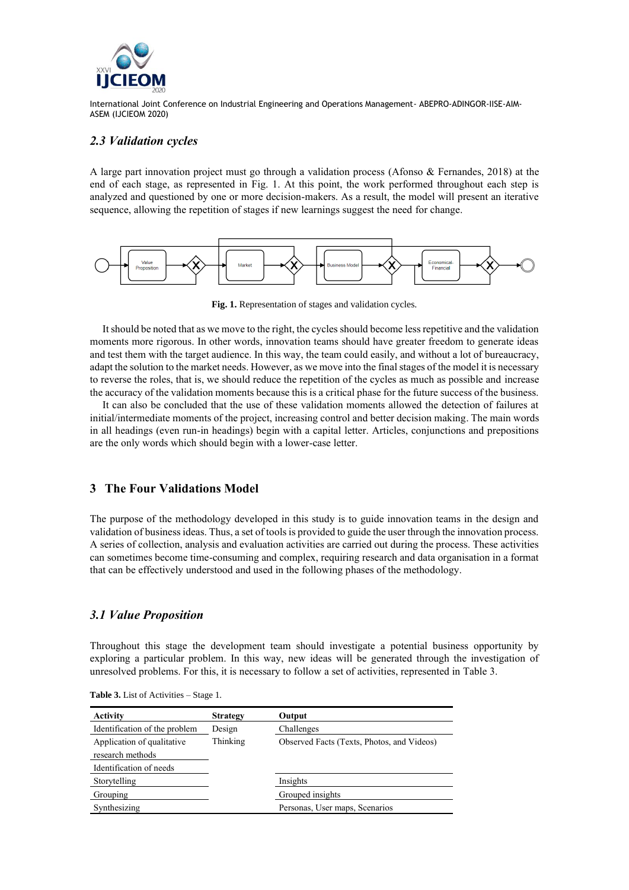## 2.3 Validation cycles

A large part innovation project must go through a validation process (Afonso & Fernandes, 2018) at the end of each stage, as represented in Fig. 1. At this point, the work performed throughout each step is analyzed and questioned by one or more decision-makers. As a result, the model will present an iterative sequence, allowing the repetition of stages if new learnings suggest the need for change.

**Fig. 1.** Representation of stages and validation cycles.

It should be noted that as we move to the right, the cycles should become less repetitive and the validation moments more rigorous. In other words, innovation teams should have greater freedom to generate ideas and test them with the target audience. In this way, the team could easily, and without a lot of bureaucracy, adapt the solution to the market needs. However, as we move into the final stages of the model it is necessary to reverse the roles, that is, we should reduce the repetition of the cycles as much as possible and increase the accuracy of the validation moments because this is a critical phase for the future success of the business.

It can also be concluded that the use of these validation moments allowed the detection of failures at initial/intermediate moments of the project, increasing control and better decision making. The main words in all headings (even run-in headings) begin with a capital letter. Articles, conjunctions and prepositions are the only words which should begin with a lower-case letter.

# 3 The Four Validations Model

The purpose of the methodology developed in this study is to guide innovation teams in the design and validation of business ideas. Thus, a set of tools is provided to guide the user through the innovation process. A series of collection, analysis and evaluation activities are carried out during the process. These activities can sometimes become time-consuming and complex, requiring research and data organisation in a format that can be effectively understood and used in the following phases of the methodology.

## 3.1 Value Proposition

Throughout this stage the development team should investigate a potential business opportunity by exploring a particular problem. In this way, new ideas will be generated through the investigation of unresolved problems. For this, it is necessary to follow a set of activities, represented in Table 3.

**Table 3.** List of Activities – Stage 1.

| Activity | Strategy | Output |
|---|---|---|
| Identification of the problem | Design Thinking | Challenges |
| Application of qualitative research methods | | Observed Facts (Texts, Photos, and Videos) |
| Identification of needs | | |
| Storytelling | | Insights |
| Grouping | | Grouped insights |
| Synthesizing | | Personas, User maps, Scenarios |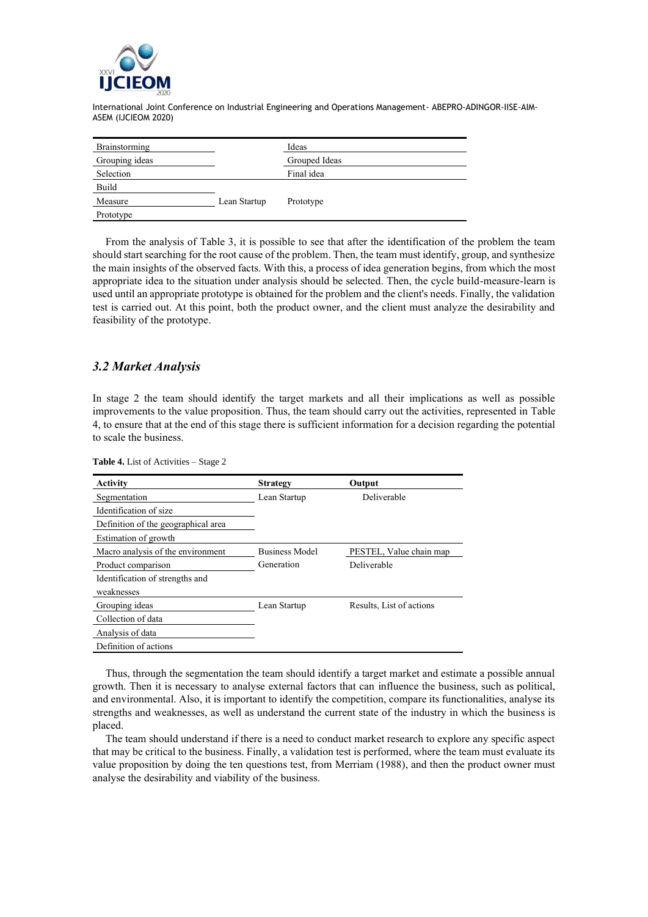| Brainstorming | | Ideas |
|---|---|---|
| Grouping ideas | | Grouped Ideas |
| Selection | | Final idea |
| Build | | |
| Measure | Lean Startup | Prototype |
| Prototype | | |

From the analysis of Table 3, it is possible to see that after the identification of the problem the team should start searching for the root cause of the problem. Then, the team must identify, group, and synthesize the main insights of the observed facts. With this, a process of idea generation begins, from which the most appropriate idea to the situation under analysis should be selected. Then, the cycle build-measure-learn is used until an appropriate prototype is obtained for the problem and the client's needs. Finally, the validation test is carried out. At this point, both the product owner, and the client must analyze the desirability and feasibility of the prototype.

### *3.2 Market Analysis*

In stage 2 the team should identify the target markets and all their implications as well as possible improvements to the value proposition. Thus, the team should carry out the activities, represented in Table 4, to ensure that at the end of this stage there is sufficient information for a decision regarding the potential to scale the business.

**Table 4.** List of Activities – Stage 2

| Activity | Strategy | Output |
|---|---|---|
| Segmentation | Lean Startup | Deliverable |
| Identification of size | | |
| Definition of the geographical area | | |
| Estimation of growth | | |
| Macro analysis of the environment | Business Model Generation | PESTEL, Value chain map |
| Product comparison | | Deliverable |
| Identification of strengths and weaknesses | | |
| Grouping ideas | Lean Startup | Results, List of actions |
| Collection of data | | |
| Analysis of data | | |
| Definition of actions | | |

Thus, through the segmentation the team should identify a target market and estimate a possible annual growth. Then it is necessary to analyse external factors that can influence the business, such as political, and environmental. Also, it is important to identify the competition, compare its functionalities, analyse its strengths and weaknesses, as well as understand the current state of the industry in which the business is placed.

The team should understand if there is a need to conduct market research to explore any specific aspect that may be critical to the business. Finally, a validation test is performed, where the team must evaluate its value proposition by doing the ten questions test, from Merriam (1988), and then the product owner must analyse the desirability and viability of the business.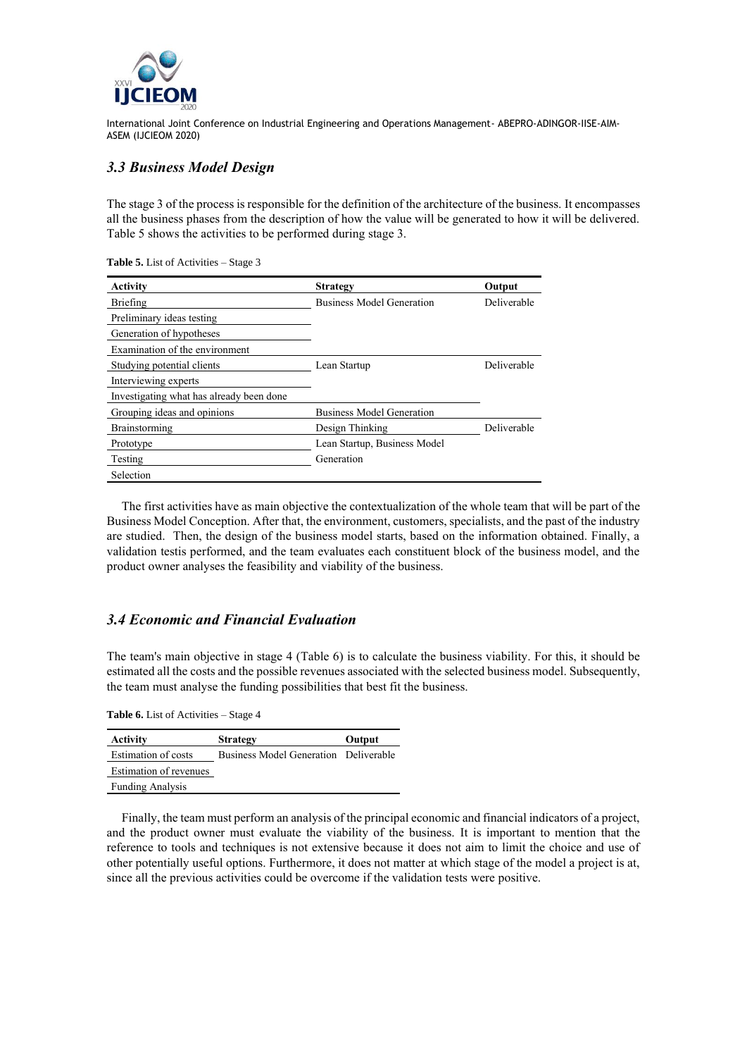### *3.3 Business Model Design*

The stage 3 of the process is responsible for the definition of the architecture of the business. It encompasses all the business phases from the description of how the value will be generated to how it will be delivered. Table 5 shows the activities to be performed during stage 3.

**Table 5.** List of Activities – Stage 3

| Activity | Strategy | Output |
|---|---|---|
| Briefing | Business Model Generation | Deliverable |
| Preliminary ideas testing | | |
| Generation of hypotheses | | |
| Examination of the environment | | |
| Studying potential clients | Lean Startup | Deliverable |
| Interviewing experts | | |
| Investigating what has already been done | | |
| Grouping ideas and opinions | Business Model Generation | |
| Brainstorming | Design Thinking | Deliverable |
| Prototype | Lean Startup, Business Model Generation | |
| Testing | | |
| Selection | | |

The first activities have as main objective the contextualization of the whole team that will be part of the Business Model Conception. After that, the environment, customers, specialists, and the past of the industry are studied. Then, the design of the business model starts, based on the information obtained. Finally, a validation testis performed, and the team evaluates each constituent block of the business model, and the product owner analyses the feasibility and viability of the business.

### *3.4 Economic and Financial Evaluation*

The team's main objective in stage 4 (Table 6) is to calculate the business viability. For this, it should be estimated all the costs and the possible revenues associated with the selected business model. Subsequently, the team must analyse the funding possibilities that best fit the business.

**Table 6.** List of Activities – Stage 4

| Activity | Strategy | Output |
|---|---|---|
| Estimation of costs | Business Model Generation | Deliverable |
| Estimation of revenues | | |
| Funding Analysis | | |

Finally, the team must perform an analysis of the principal economic and financial indicators of a project, and the product owner must evaluate the viability of the business. It is important to mention that the reference to tools and techniques is not extensive because it does not aim to limit the choice and use of other potentially useful options. Furthermore, it does not matter at which stage of the model a project is at, since all the previous activities could be overcome if the validation tests were positive.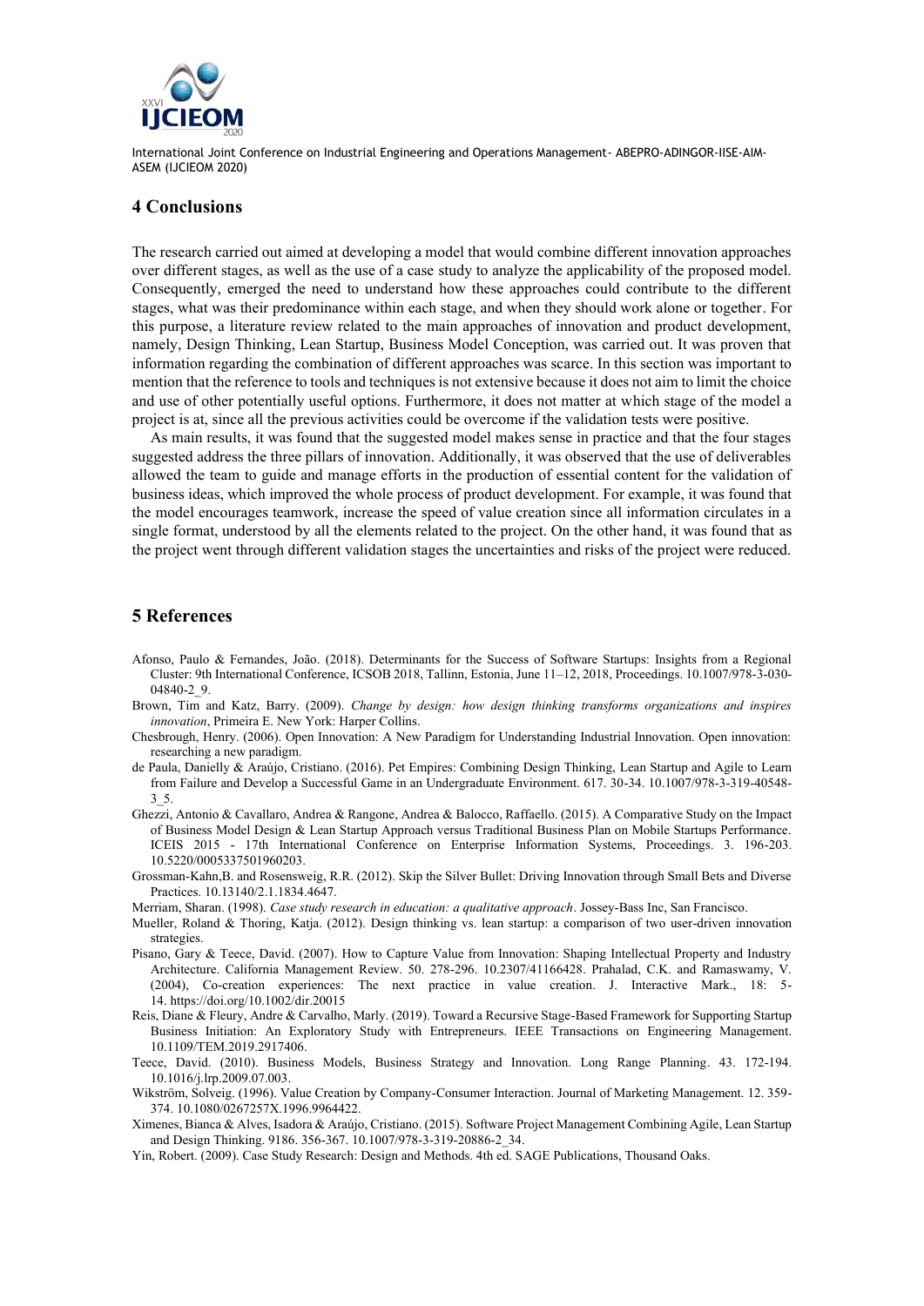## 4 Conclusions

The research carried out aimed at developing a model that would combine different innovation approaches over different stages, as well as the use of a case study to analyze the applicability of the proposed model. Consequently, emerged the need to understand how these approaches could contribute to the different stages, what was their predominance within each stage, and when they should work alone or together. For this purpose, a literature review related to the main approaches of innovation and product development, namely, Design Thinking, Lean Startup, Business Model Conception, was carried out. It was proven that information regarding the combination of different approaches was scarce. In this section was important to mention that the reference to tools and techniques is not extensive because it does not aim to limit the choice and use of other potentially useful options. Furthermore, it does not matter at which stage of the model a project is at, since all the previous activities could be overcome if the validation tests were positive.

As main results, it was found that the suggested model makes sense in practice and that the four stages suggested address the three pillars of innovation. Additionally, it was observed that the use of deliverables allowed the team to guide and manage efforts in the production of essential content for the validation of business ideas, which improved the whole process of product development. For example, it was found that the model encourages teamwork, increase the speed of value creation since all information circulates in a single format, understood by all the elements related to the project. On the other hand, it was found that as the project went through different validation stages the uncertainties and risks of the project were reduced.

## 5 References

Afonso, Paulo & Fernandes, João. (2018). Determinants for the Success of Software Startups: Insights from a Regional Cluster: 9th International Conference, ICSOB 2018, Tallinn, Estonia, June 11–12, 2018, Proceedings. 10.1007/978-3-030-04840-2_9.

Brown, Tim and Katz, Barry. (2009). *Change by design: how design thinking transforms organizations and inspires innovation*, Primeira E. New York: Harper Collins.

Chesbrough, Henry. (2006). Open Innovation: A New Paradigm for Understanding Industrial Innovation. Open innovation: researching a new paradigm.

de Paula, Danielly & Araújo, Cristiano. (2016). Pet Empires: Combining Design Thinking, Lean Startup and Agile to Learn from Failure and Develop a Successful Game in an Undergraduate Environment. 617. 30-34. 10.1007/978-3-319-40548-3_5.

Ghezzi, Antonio & Cavallaro, Andrea & Rangone, Andrea & Balocco, Raffaello. (2015). A Comparative Study on the Impact of Business Model Design & Lean Startup Approach versus Traditional Business Plan on Mobile Startups Performance. ICEIS 2015 - 17th International Conference on Enterprise Information Systems, Proceedings. 3. 196-203. 10.5220/0005337501960203.

Grossman-Kahn,B. and Rosensweig, R.R. (2012). Skip the Silver Bullet: Driving Innovation through Small Bets and Diverse Practices. 10.13140/2.1.1834.4647.

Merriam, Sharan. (1998). *Case study research in education: a qualitative approach*. Jossey-Bass Inc, San Francisco.

Mueller, Roland & Thoring, Katja. (2012). Design thinking vs. lean startup: a comparison of two user-driven innovation strategies.

Pisano, Gary & Teece, David. (2007). How to Capture Value from Innovation: Shaping Intellectual Property and Industry Architecture. California Management Review. 50. 278-296. 10.2307/41166428. Prahalad, C.K. and Ramaswamy, V. (2004), Co‐creation experiences: The next practice in value creation. J. Interactive Mark., 18: 5-14. https://doi.org/10.1002/dir.20015

Reis, Diane & Fleury, Andre & Carvalho, Marly. (2019). Toward a Recursive Stage-Based Framework for Supporting Startup Business Initiation: An Exploratory Study with Entrepreneurs. IEEE Transactions on Engineering Management. 10.1109/TEM.2019.2917406.

Teece, David. (2010). Business Models, Business Strategy and Innovation. Long Range Planning. 43. 172-194. 10.1016/j.lrp.2009.07.003.

Wikström, Solveig. (1996). Value Creation by Company-Consumer Interaction. Journal of Marketing Management. 12. 359-374. 10.1080/0267257X.1996.9964422.

Ximenes, Bianca & Alves, Isadora & Araújo, Cristiano. (2015). Software Project Management Combining Agile, Lean Startup and Design Thinking. 9186. 356-367. 10.1007/978-3-319-20886-2_34.

Yin, Robert. (2009). Case Study Research: Design and Methods. 4th ed. SAGE Publications, Thousand Oaks.